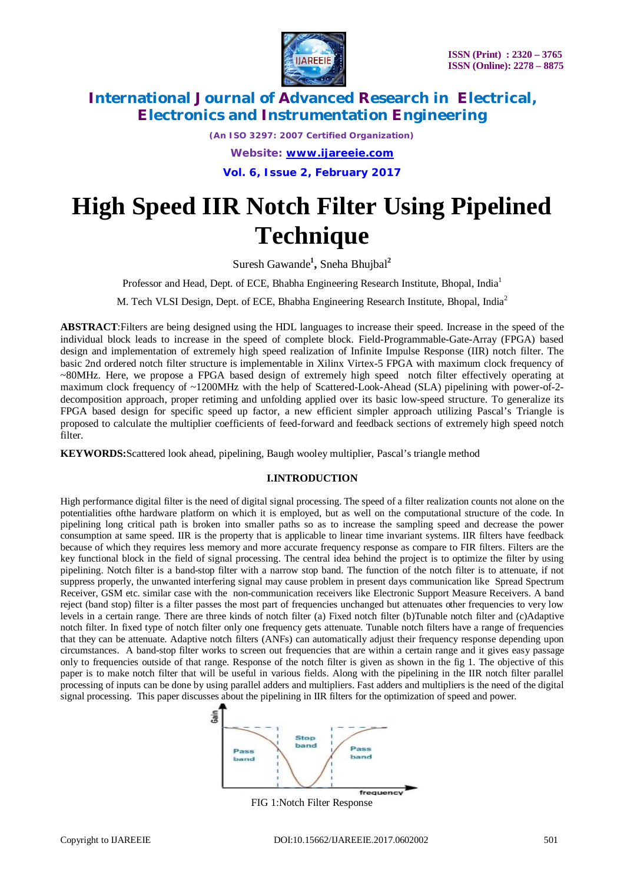# High Speed IIR Notch Filter Using Pipelined Technique

Suresh Gawande[1], Sneha Bhujbal[2]

Professor and Head, Dept. of ECE, Bhabha Engineering Research Institute, Bhopal, India[1]

M. Tech VLSI Design, Dept. of ECE, Bhabha Engineering Research Institute, Bhopal, India[2]

**ABSTRACT**:Filters are being designed using the HDL languages to increase their speed. Increase in the speed of the individual block leads to increase in the speed of complete block. Field-Programmable-Gate-Array (FPGA) based design and implementation of extremely high speed realization of Infinite Impulse Response (IIR) notch filter. The basic 2nd ordered notch filter structure is implementable in Xilinx Virtex-5 FPGA with maximum clock frequency of ~80MHz. Here, we propose a FPGA based design of extremely high speed notch filter effectively operating at maximum clock frequency of ~1200MHz with the help of Scattered-Look-Ahead (SLA) pipelining with power-of-2-decomposition approach, proper retiming and unfolding applied over its basic low-speed structure. To generalize its FPGA based design for specific speed up factor, a new efficient simpler approach utilizing Pascal's Triangle is proposed to calculate the multiplier coefficients of feed-forward and feedback sections of extremely high speed notch filter.

**KEYWORDS:**Scattered look ahead, pipelining, Baugh wooley multiplier, Pascal's triangle method

## I.INTRODUCTION

High performance digital filter is the need of digital signal processing. The speed of a filter realization counts not alone on the potentialities ofthe hardware platform on which it is employed, but as well on the computational structure of the code. In pipelining long critical path is broken into smaller paths so as to increase the sampling speed and decrease the power consumption at same speed. IIR is the property that is applicable to linear time invariant systems. IIR filters have feedback because of which they requires less memory and more accurate frequency response as compare to FIR filters. Filters are the key functional block in the field of signal processing. The central idea behind the project is to optimize the filter by using pipelining. Notch filter is a band-stop filter with a narrow stop band. The function of the notch filter is to attenuate, if not suppress properly, the unwanted interfering signal may cause problem in present days communication like Spread Spectrum Receiver, GSM etc. similar case with the non-communication receivers like Electronic Support Measure Receivers. A band reject (band stop) filter is a filter passes the most part of frequencies unchanged but attenuates other frequencies to very low levels in a certain range. There are three kinds of notch filter (a) Fixed notch filter (b)Tunable notch filter and (c)Adaptive notch filter. In fixed type of notch filter only one frequency gets attenuate. Tunable notch filters have a range of frequencies that they can be attenuate. Adaptive notch filters (ANFs) can automatically adjust their frequency response depending upon circumstances. A band-stop filter works to screen out frequencies that are within a certain range and it gives easy passage only to frequencies outside of that range. Response of the notch filter is given as shown in the fig 1. The objective of this paper is to make notch filter that will be useful in various fields. Along with the pipelining in the IIR notch filter parallel processing of inputs can be done by using parallel adders and multipliers. Fast adders and multipliers is the need of the digital signal processing. This paper discusses about the pipelining in IIR filters for the optimization of speed and power.

FIG 1:Notch Filter Response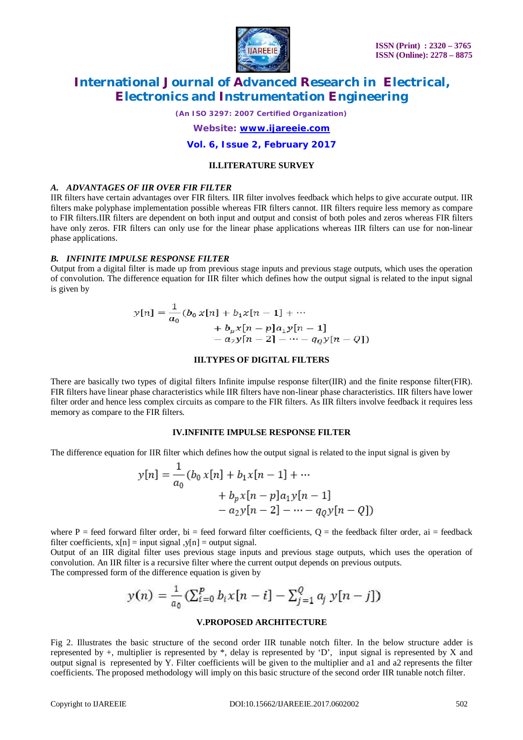## II.LITERATURE SURVEY

### *A. ADVANTAGES OF IIR OVER FIR FILTER*

IIR filters have certain advantages over FIR filters. IIR filter involves feedback which helps to give accurate output. IIR filters make polyphase implementation possible whereas FIR filters cannot. IIR filters require less memory as compare to FIR filters.IIR filters are dependent on both input and output and consist of both poles and zeros whereas FIR filters have only zeros. FIR filters can only use for the linear phase applications whereas IIR filters can use for non-linear phase applications.

### *B. INFINITE IMPULSE RESPONSE FILTER*

Output from a digital filter is made up from previous stage inputs and previous stage outputs, which uses the operation of convolution. The difference equation for IIR filter which defines how the output signal is related to the input signal is given by

$$y[n] = \frac{1}{a_0}(b_0\, x[n] + b_1 x[n-1] + \cdots + b_p x[n-p] a_1 y[n-1] - a_2 y[n-2] - \cdots - q_Q y[n-Q])$$

## III.TYPES OF DIGITAL FILTERS

There are basically two types of digital filters Infinite impulse response filter(IIR) and the finite response filter(FIR). FIR filters have linear phase characteristics while IIR filters have non-linear phase characteristics. IIR filters have lower filter order and hence less complex circuits as compare to the FIR filters. As IIR filters involve feedback it requires less memory as compare to the FIR filters.

## IV.INFINITE IMPULSE RESPONSE FILTER

The difference equation for IIR filter which defines how the output signal is related to the input signal is given by

$$y[n] = \frac{1}{a_0}(b_0\, x[n] + b_1 x[n-1] + \cdots + b_p x[n-p] a_1 y[n-1] - a_2 y[n-2] - \cdots - q_Q y[n-Q])$$

where P = feed forward filter order, bi = feed forward filter coefficients, Q = the feedback filter order, ai = feedback filter coefficients, x[n] = input signal ,y[n] = output signal.

Output of an IIR digital filter uses previous stage inputs and previous stage outputs, which uses the operation of convolution. An IIR filter is a recursive filter where the current output depends on previous outputs.

The compressed form of the difference equation is given by

$$y(n) = \frac{1}{a_0}\left(\sum_{i=0}^{P} b_i x[n-i] - \sum_{j=1}^{Q} a_j\, y[n-j]\right)$$

## V.PROPOSED ARCHITECTURE

Fig 2. Illustrates the basic structure of the second order IIR tunable notch filter. In the below structure adder is represented by +, multiplier is represented by *, delay is represented by 'D', input signal is represented by X and output signal is represented by Y. Filter coefficients will be given to the multiplier and a1 and a2 represents the filter coefficients. The proposed methodology will imply on this basic structure of the second order IIR tunable notch filter.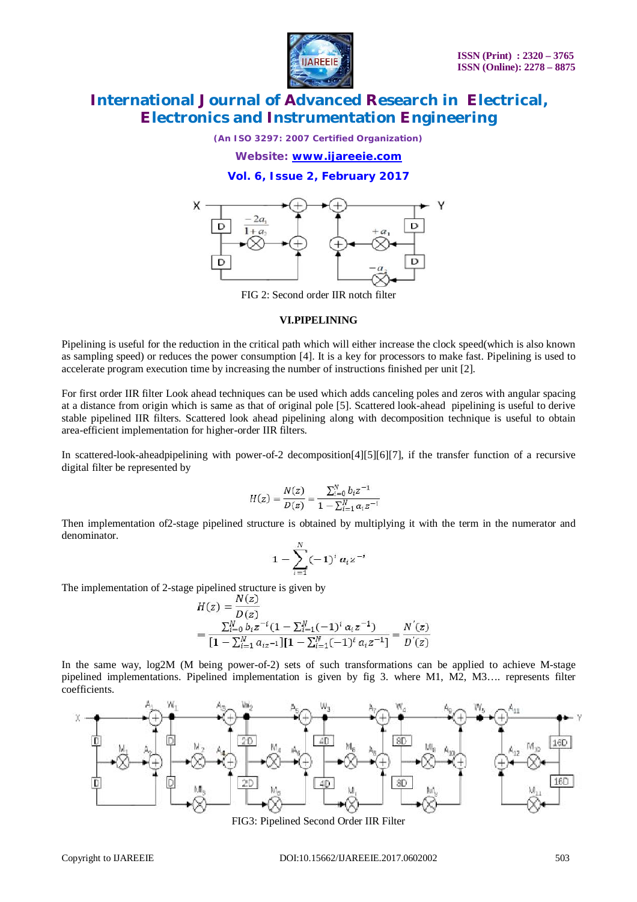FIG 2: Second order IIR notch filter

### VI.PIPELINING

Pipelining is useful for the reduction in the critical path which will either increase the clock speed(which is also known as sampling speed) or reduces the power consumption [4]. It is a key for processors to make fast. Pipelining is used to accelerate program execution time by increasing the number of instructions finished per unit [2].

For first order IIR filter Look ahead techniques can be used which adds canceling poles and zeros with angular spacing at a distance from origin which is same as that of original pole [5]. Scattered look-ahead pipelining is useful to derive stable pipelined IIR filters. Scattered look ahead pipelining along with decomposition technique is useful to obtain area-efficient implementation for higher-order IIR filters.

In scattered-look-aheadpipelining with power-of-2 decomposition[4][5][6][7], if the transfer function of a recursive digital filter be represented by

$$H(z) = \frac{N(z)}{D(z)} = \frac{\sum_{i=0}^{N} b_i z^{-1}}{1 - \sum_{i=1}^{N} a_i z^{-i}}$$

Then implementation of2-stage pipelined structure is obtained by multiplying it with the term in the numerator and denominator.

$$1 - \sum_{i=1}^{N} (-1)^i a_i z^{-i}$$

The implementation of 2-stage pipelined structure is given by

$$H(z) = \frac{N(z)}{D(z)}$$
$$= \frac{\sum_{i=0}^{N} b_i z^{-i} (1 - \sum_{i=1}^{N} (-1)^i a_i z^{-1})}{[1 - \sum_{i=1}^{N} a_{iz} -_1][1 - \sum_{i=1}^{N} (-1)^i a_i z^{-1}]} = \frac{N'(z)}{D'(z)}$$

In the same way, log2M (M being power-of-2) sets of such transformations can be applied to achieve M-stage pipelined implementations. Pipelined implementation is given by fig 3. where M1, M2, M3…. represents filter coefficients.

FIG3: Pipelined Second Order IIR Filter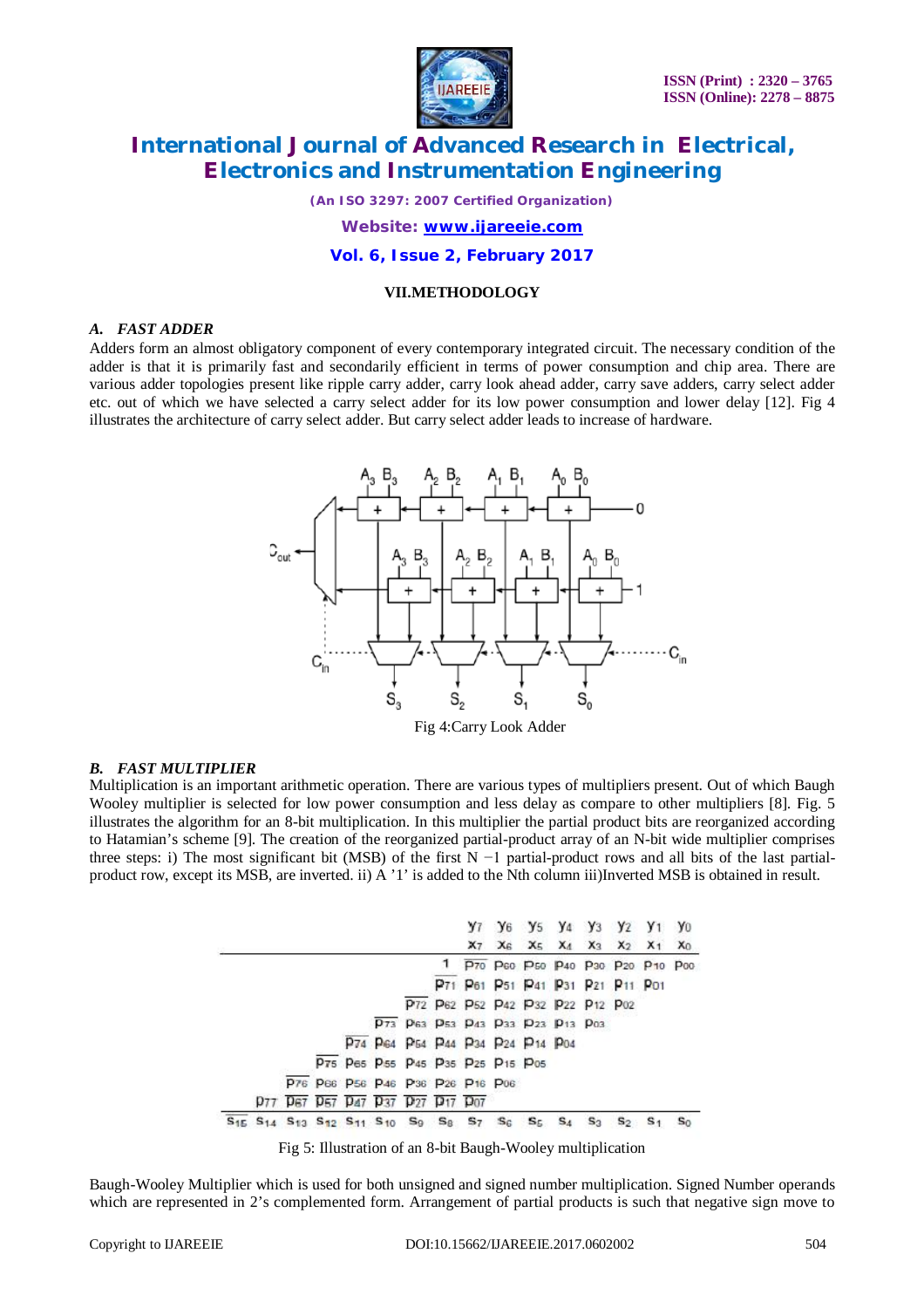## VII.METHODOLOGY

### A. FAST ADDER

Adders form an almost obligatory component of every contemporary integrated circuit. The necessary condition of the adder is that it is primarily fast and secondarily efficient in terms of power consumption and chip area. There are various adder topologies present like ripple carry adder, carry look ahead adder, carry save adders, carry select adder etc. out of which we have selected a carry select adder for its low power consumption and lower delay [12]. Fig 4 illustrates the architecture of carry select adder. But carry select adder leads to increase of hardware.

Fig 4:Carry Look Adder

### B. FAST MULTIPLIER

Multiplication is an important arithmetic operation. There are various types of multipliers present. Out of which Baugh Wooley multiplier is selected for low power consumption and less delay as compare to other multipliers [8]. Fig. 5 illustrates the algorithm for an 8-bit multiplication. In this multiplier the partial product bits are reorganized according to Hatamian's scheme [9]. The creation of the reorganized partial-product array of an N-bit wide multiplier comprises three steps: i) The most significant bit (MSB) of the first N −1 partial-product rows and all bits of the last partial-product row, except its MSB, are inverted. ii) A '1' is added to the Nth column iii)Inverted MSB is obtained in result.

Fig 5: Illustration of an 8-bit Baugh-Wooley multiplication

Baugh-Wooley Multiplier which is used for both unsigned and signed number multiplication. Signed Number operands which are represented in 2's complemented form. Arrangement of partial products is such that negative sign move to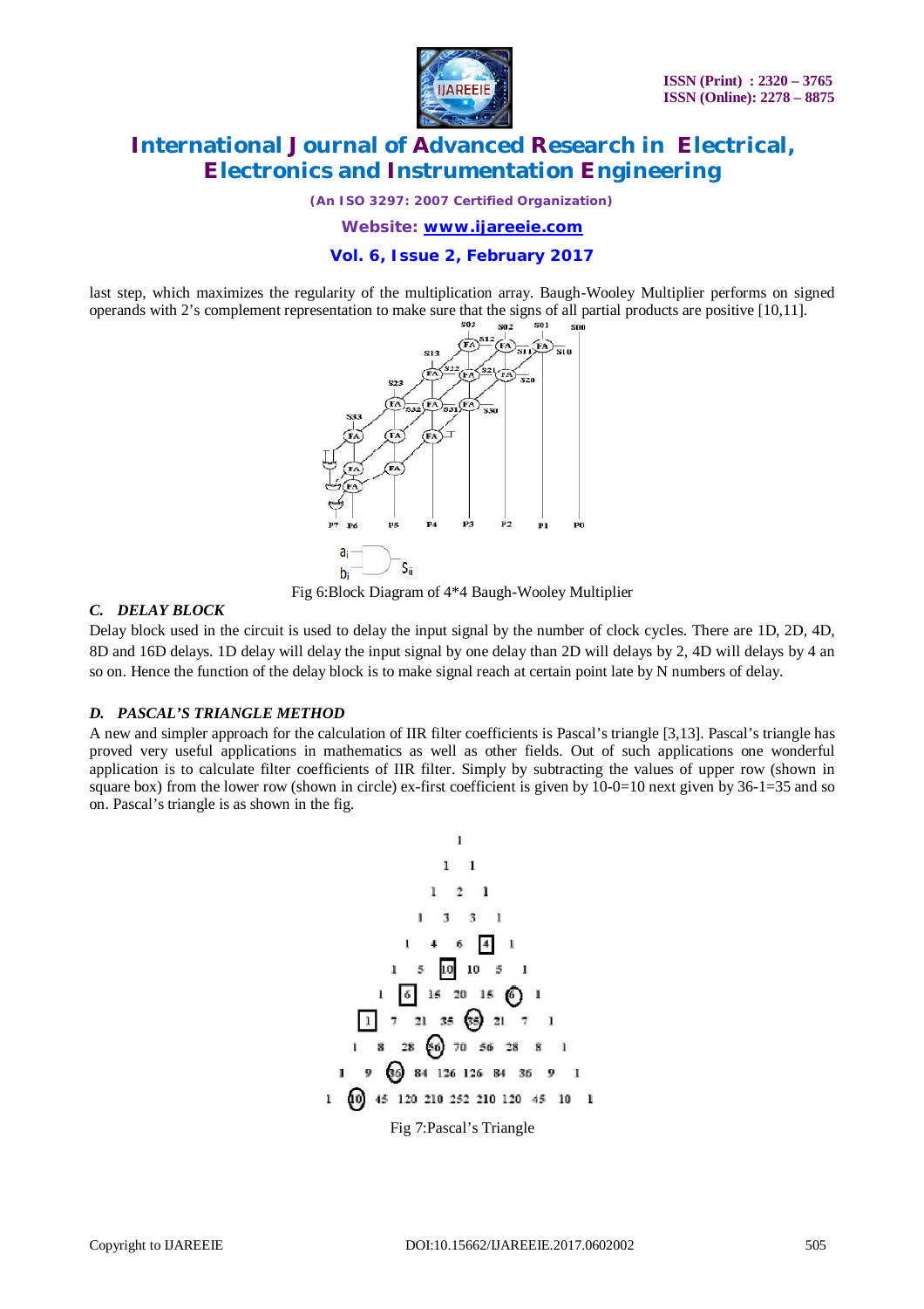last step, which maximizes the regularity of the multiplication array. Baugh-Wooley Multiplier performs on signed operands with 2's complement representation to make sure that the signs of all partial products are positive [10,11].

Fig 6:Block Diagram of 4*4 Baugh-Wooley Multiplier

### *C. DELAY BLOCK*

Delay block used in the circuit is used to delay the input signal by the number of clock cycles. There are 1D, 2D, 4D, 8D and 16D delays. 1D delay will delay the input signal by one delay than 2D will delays by 2, 4D will delays by 4 an so on. Hence the function of the delay block is to make signal reach at certain point late by N numbers of delay.

### *D. PASCAL'S TRIANGLE METHOD*

A new and simpler approach for the calculation of IIR filter coefficients is Pascal's triangle [3,13]. Pascal's triangle has proved very useful applications in mathematics as well as other fields. Out of such applications one wonderful application is to calculate filter coefficients of IIR filter. Simply by subtracting the values of upper row (shown in square box) from the lower row (shown in circle) ex-first coefficient is given by 10-0=10 next given by 36-1=35 and so on. Pascal's triangle is as shown in the fig.

Fig 7:Pascal's Triangle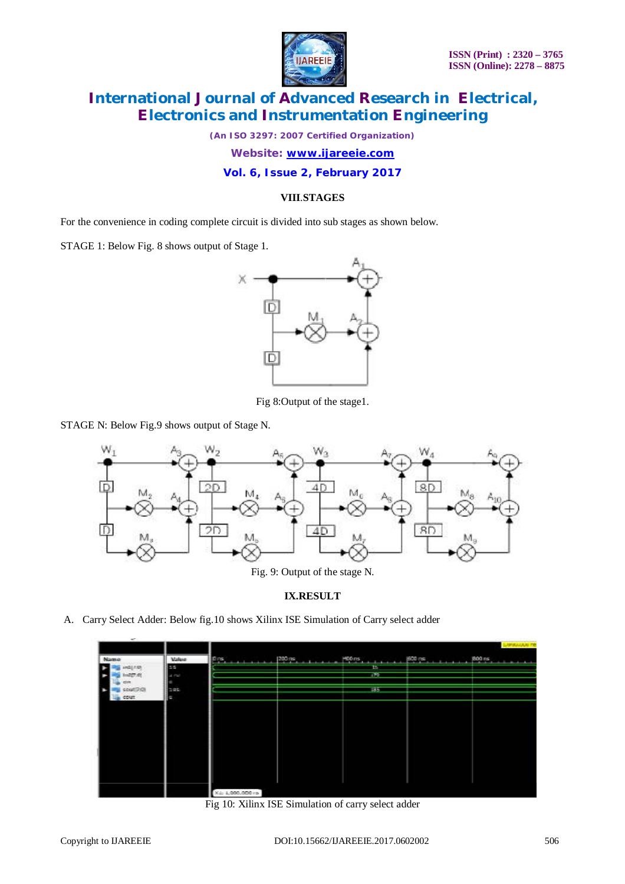## VIII.STAGES

For the convenience in coding complete circuit is divided into sub stages as shown below.

STAGE 1: Below Fig. 8 shows output of Stage 1.

Fig 8:Output of the stage1.

STAGE N: Below Fig.9 shows output of Stage N.

Fig. 9: Output of the stage N.

## IX.RESULT

A. Carry Select Adder: Below fig.10 shows Xilinx ISE Simulation of Carry select adder

Fig 10: Xilinx ISE Simulation of carry select adder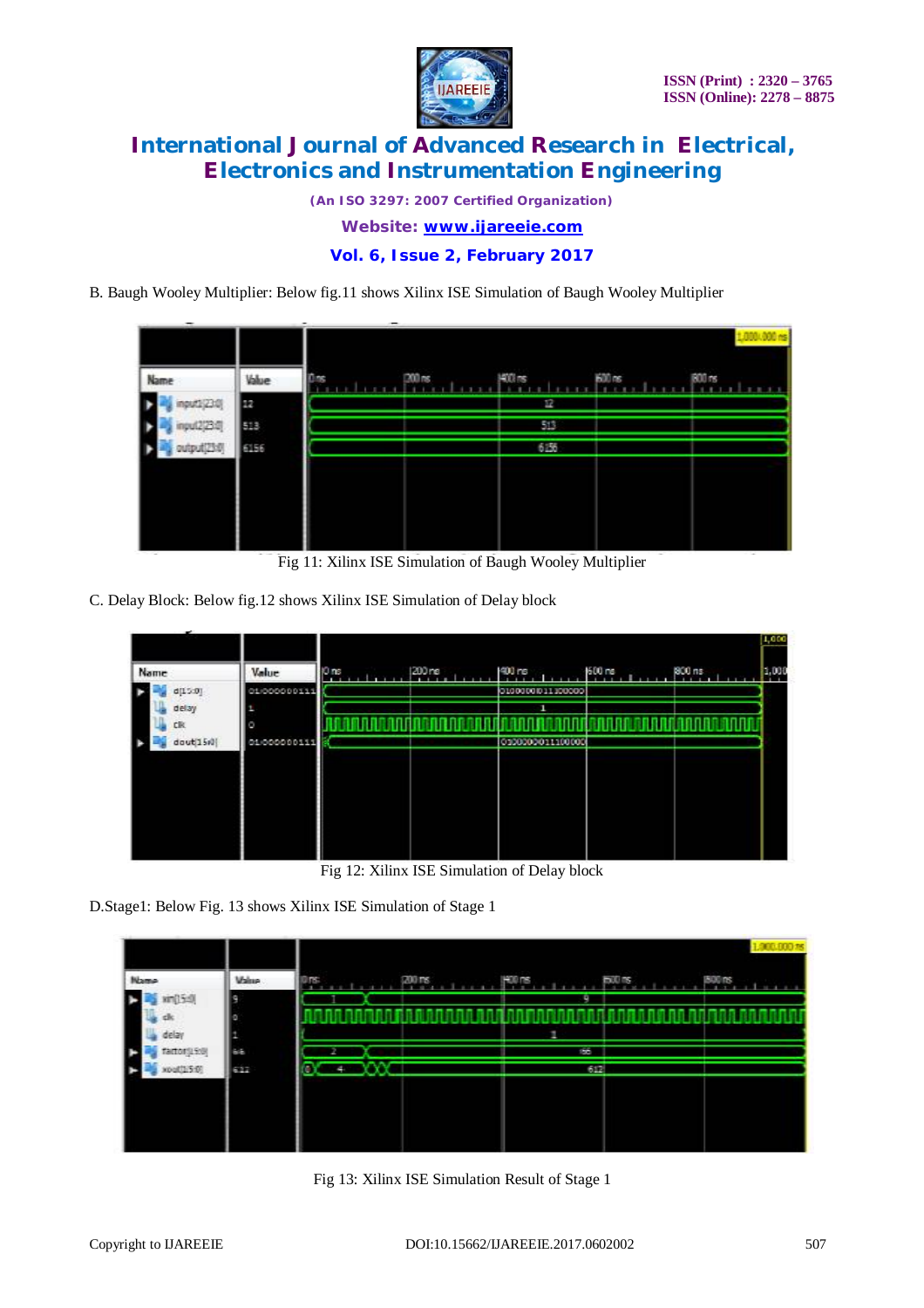B. Baugh Wooley Multiplier: Below fig.11 shows Xilinx ISE Simulation of Baugh Wooley Multiplier

Fig 11: Xilinx ISE Simulation of Baugh Wooley Multiplier

C. Delay Block: Below fig.12 shows Xilinx ISE Simulation of Delay block

Fig 12: Xilinx ISE Simulation of Delay block

D.Stage1: Below Fig. 13 shows Xilinx ISE Simulation of Stage 1

Fig 13: Xilinx ISE Simulation Result of Stage 1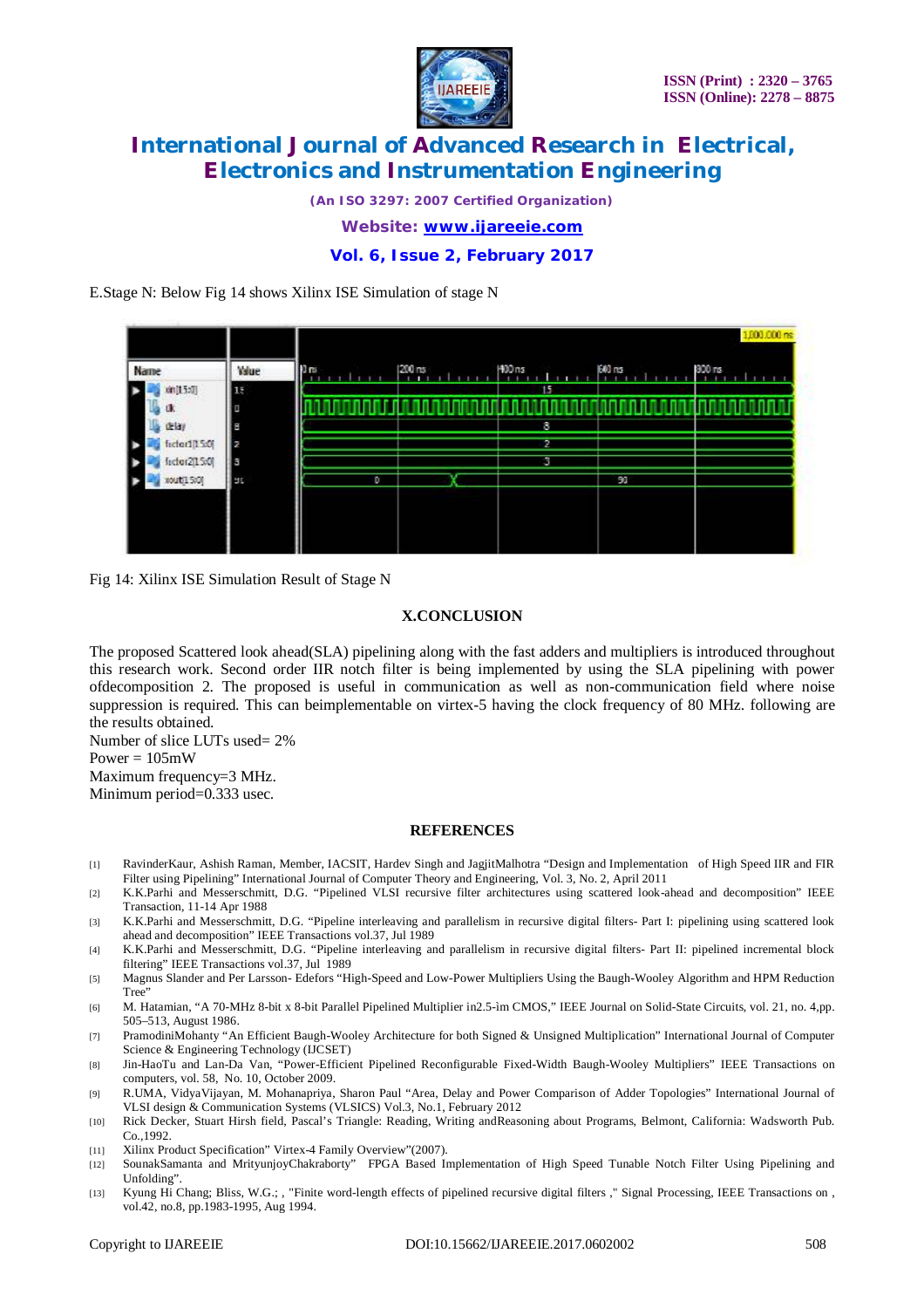E.Stage N: Below Fig 14 shows Xilinx ISE Simulation of stage N

1,000.000 ns

Name | Value | 0 ns | 200 ns | 400 ns | 600 ns | 800 ns

xin[15:0] 15

clk 0

delay 8

factor1[15:0] 2

factor2[15:0] 3

xout[15:0] 90

15

8

2

3

0

90

Fig 14: Xilinx ISE Simulation Result of Stage N

## X.CONCLUSION

The proposed Scattered look ahead(SLA) pipelining along with the fast adders and multipliers is introduced throughout this research work. Second order IIR notch filter is being implemented by using the SLA pipelining with power ofdecomposition 2. The proposed is useful in communication as well as non-communication field where noise suppression is required. This can beimplementable on virtex-5 having the clock frequency of 80 MHz. following are the results obtained.

Number of slice LUTs used= 2%

Power = 105mW

Maximum frequency=3 MHz.

Minimum period=0.333 usec.

## REFERENCES

[1] RavinderKaur, Ashish Raman, Member, IACSIT, Hardev Singh and JagjitMalhotra "Design and Implementation of High Speed IIR and FIR Filter using Pipelining" International Journal of Computer Theory and Engineering, Vol. 3, No. 2, April 2011

[2] K.K.Parhi and Messerschmitt, D.G. "Pipelined VLSI recursive filter architectures using scattered look-ahead and decomposition" IEEE Transaction, 11-14 Apr 1988

[3] K.K.Parhi and Messerschmitt, D.G. "Pipeline interleaving and parallelism in recursive digital filters- Part I: pipelining using scattered look ahead and decomposition" IEEE Transactions vol.37, Jul 1989

[4] K.K.Parhi and Messerschmitt, D.G. "Pipeline interleaving and parallelism in recursive digital filters- Part II: pipelined incremental block filtering" IEEE Transactions vol.37, Jul 1989

[5] Magnus Slander and Per Larsson- Edefors "High-Speed and Low-Power Multipliers Using the Baugh-Wooley Algorithm and HPM Reduction Tree"

[6] M. Hatamian, "A 70-MHz 8-bit x 8-bit Parallel Pipelined Multiplier in2.5-ìm CMOS," IEEE Journal on Solid-State Circuits, vol. 21, no. 4,pp. 505–513, August 1986.

[7] PramodiniMohanty "An Efficient Baugh-Wooley Architecture for both Signed & Unsigned Multiplication" International Journal of Computer Science & Engineering Technology (IJCSET)

[8] Jin-HaoTu and Lan-Da Van, "Power-Efficient Pipelined Reconfigurable Fixed-Width Baugh-Wooley Multipliers" IEEE Transactions on computers, vol. 58, No. 10, October 2009.

[9] R.UMA, VidyaVijayan, M. Mohanapriya, Sharon Paul "Area, Delay and Power Comparison of Adder Topologies" International Journal of VLSI design & Communication Systems (VLSICS) Vol.3, No.1, February 2012

[10] Rick Decker, Stuart Hirsh field, Pascal's Triangle: Reading, Writing andReasoning about Programs, Belmont, California: Wadsworth Pub. Co.,1992.

[11] Xilinx Product Specification" Virtex-4 Family Overview"(2007).

[12] SounakSamanta and MrityunjoyChakraborty" FPGA Based Implementation of High Speed Tunable Notch Filter Using Pipelining and Unfolding".

[13] Kyung Hi Chang; Bliss, W.G.; , "Finite word-length effects of pipelined recursive digital filters ," Signal Processing, IEEE Transactions on , vol.42, no.8, pp.1983-1995, Aug 1994.